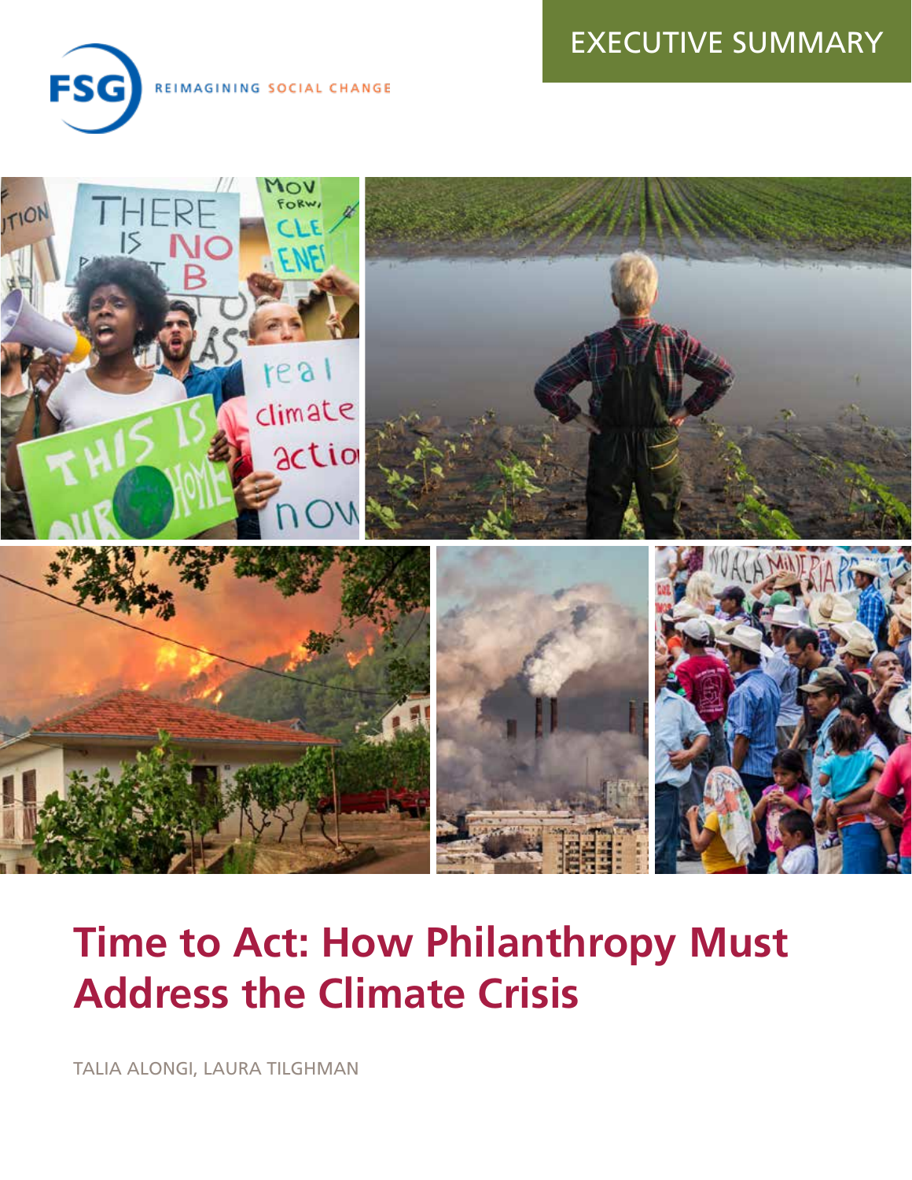EXECUTIVE SUMMARY

FSG REIMAGINING SOCIAL CHANGE

# Time to Act: How Philanthropy Must Address the Climate Crisis

TALIA ALONGI, LAURA TILGHMAN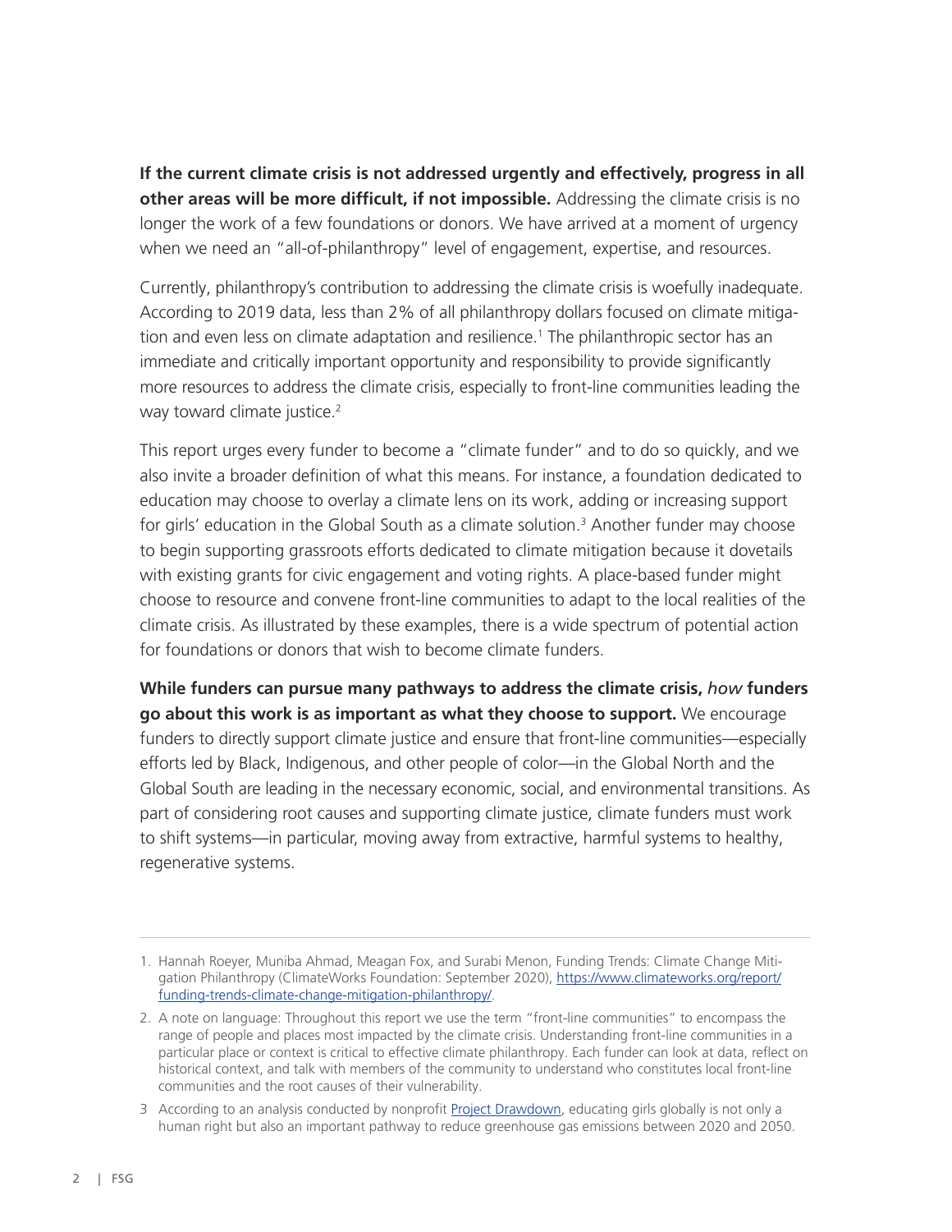**If the current climate crisis is not addressed urgently and effectively, progress in all other areas will be more difficult, if not impossible.** Addressing the climate crisis is no longer the work of a few foundations or donors. We have arrived at a moment of urgency when we need an "all-of-philanthropy" level of engagement, expertise, and resources.

Currently, philanthropy's contribution to addressing the climate crisis is woefully inadequate. According to 2019 data, less than 2% of all philanthropy dollars focused on climate mitigation and even less on climate adaptation and resilience.[1] The philanthropic sector has an immediate and critically important opportunity and responsibility to provide significantly more resources to address the climate crisis, especially to front-line communities leading the way toward climate justice.[2]

This report urges every funder to become a "climate funder" and to do so quickly, and we also invite a broader definition of what this means. For instance, a foundation dedicated to education may choose to overlay a climate lens on its work, adding or increasing support for girls' education in the Global South as a climate solution.[3] Another funder may choose to begin supporting grassroots efforts dedicated to climate mitigation because it dovetails with existing grants for civic engagement and voting rights. A place-based funder might choose to resource and convene front-line communities to adapt to the local realities of the climate crisis. As illustrated by these examples, there is a wide spectrum of potential action for foundations or donors that wish to become climate funders.

**While funders can pursue many pathways to address the climate crisis, *how* funders go about this work is as important as what they choose to support.** We encourage funders to directly support climate justice and ensure that front-line communities—especially efforts led by Black, Indigenous, and other people of color—in the Global North and the Global South are leading in the necessary economic, social, and environmental transitions. As part of considering root causes and supporting climate justice, climate funders must work to shift systems—in particular, moving away from extractive, harmful systems to healthy, regenerative systems.

---

1. Hannah Roeyer, Muniba Ahmad, Meagan Fox, and Surabi Menon, Funding Trends: Climate Change Mitigation Philanthropy (ClimateWorks Foundation: September 2020), https://www.climateworks.org/report/funding-trends-climate-change-mitigation-philanthropy/.

2. A note on language: Throughout this report we use the term "front-line communities" to encompass the range of people and places most impacted by the climate crisis. Understanding front-line communities in a particular place or context is critical to effective climate philanthropy. Each funder can look at data, reflect on historical context, and talk with members of the community to understand who constitutes local front-line communities and the root causes of their vulnerability.

3. According to an analysis conducted by nonprofit Project Drawdown, educating girls globally is not only a human right but also an important pathway to reduce greenhouse gas emissions between 2020 and 2050.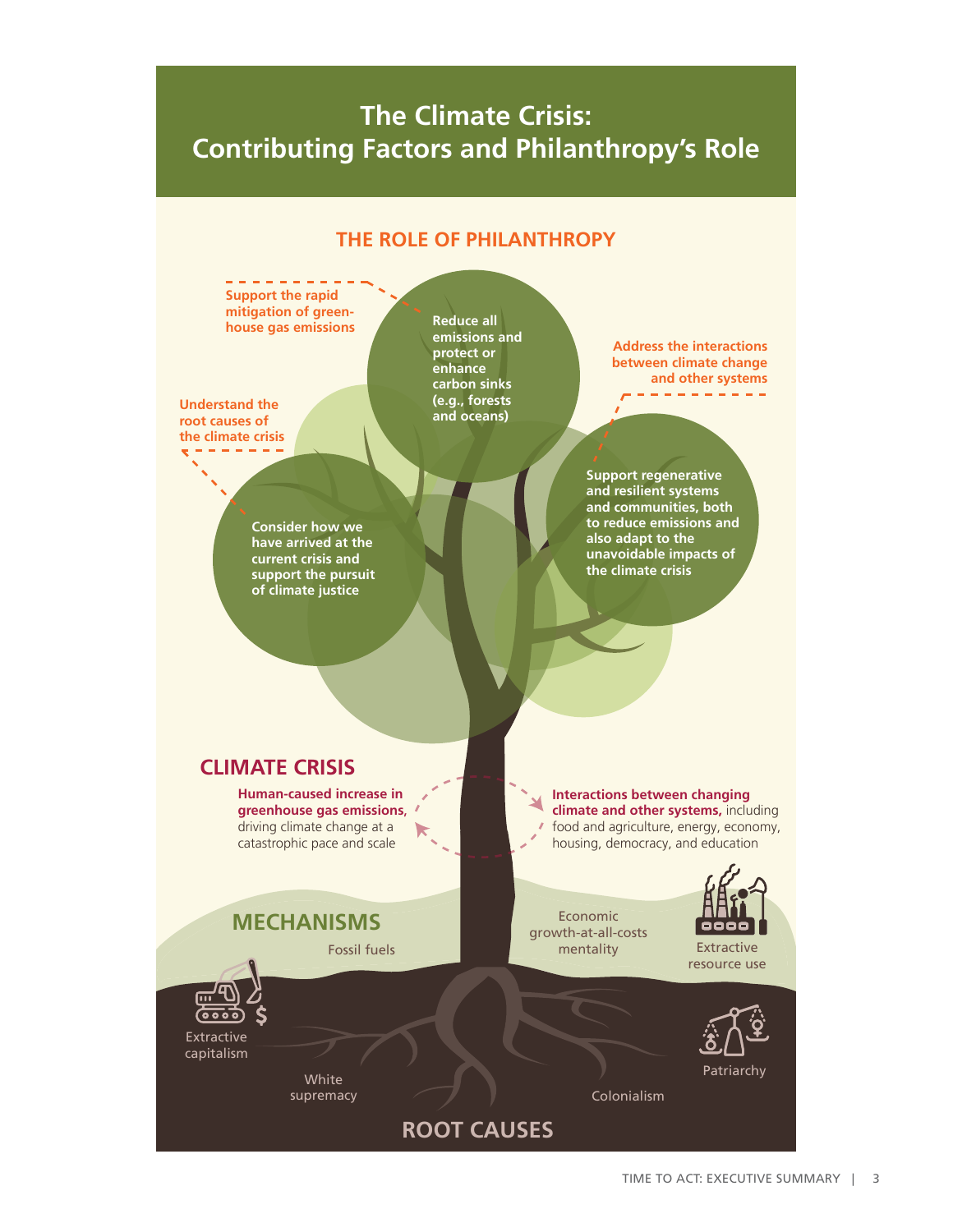# The Climate Crisis: Contributing Factors and Philanthropy's Role

## THE ROLE OF PHILANTHROPY

**Support the rapid mitigation of greenhouse gas emissions**

**Reduce all emissions and protect or enhance carbon sinks (e.g., forests and oceans)**

**Address the interactions between climate change and other systems**

**Support regenerative and resilient systems and communities, both to reduce emissions and also adapt to the unavoidable impacts of the climate crisis**

**Understand the root causes of the climate crisis**

**Consider how we have arrived at the current crisis and support the pursuit of climate justice**

## CLIMATE CRISIS

**Human-caused increase in greenhouse gas emissions,** driving climate change at a catastrophic pace and scale

**Interactions between changing climate and other systems,** including food and agriculture, energy, economy, housing, democracy, and education

## MECHANISMS

- Fossil fuels
- Economic growth-at-all-costs mentality
- Extractive resource use

## ROOT CAUSES

- Extractive capitalism
- White supremacy
- Colonialism
- Patriarchy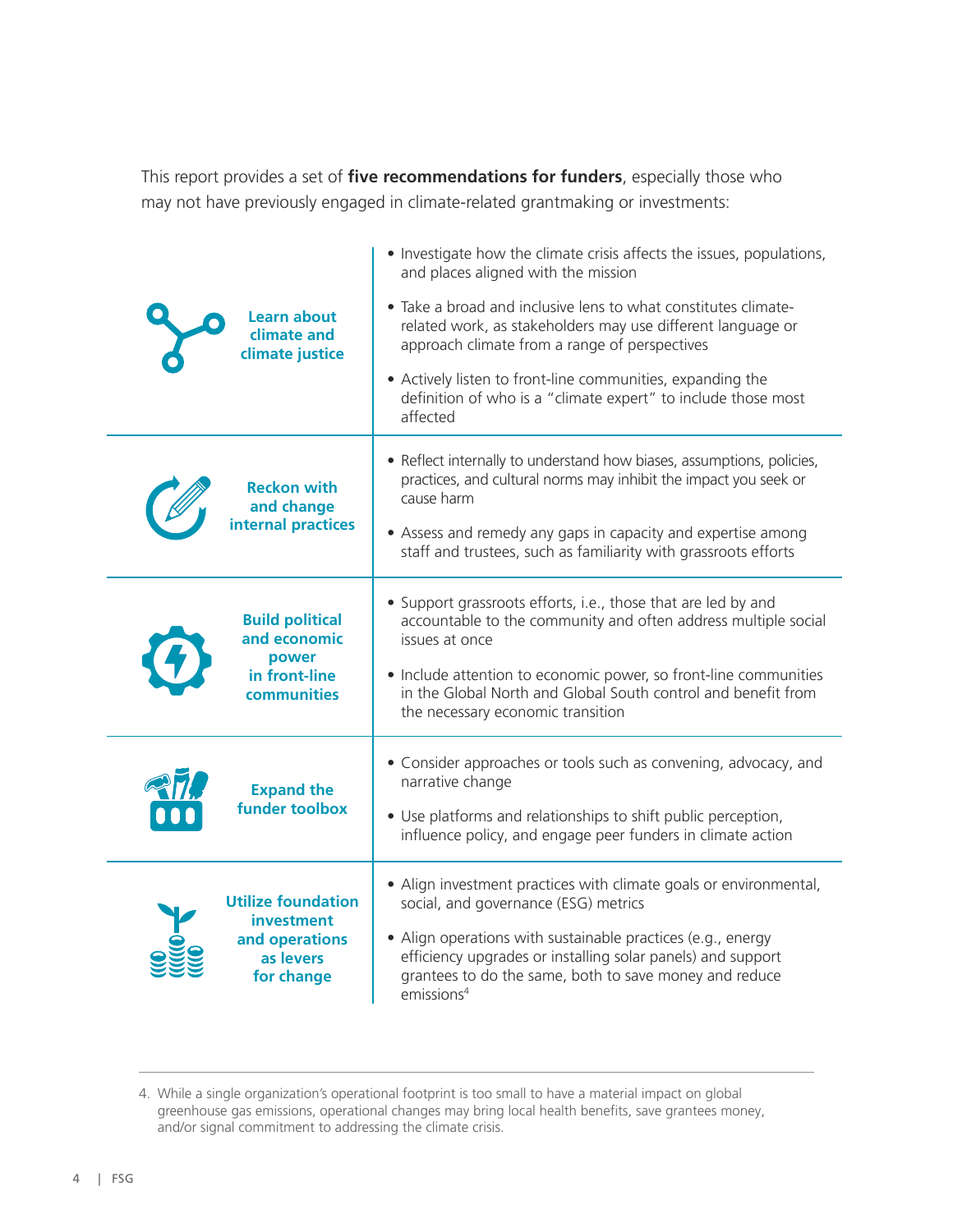This report provides a set of **five recommendations for funders**, especially those who may not have previously engaged in climate-related grantmaking or investments:

| Recommendation | Details |
| --- | --- |
| **Learn about climate and climate justice** | • Investigate how the climate crisis affects the issues, populations, and places aligned with the mission<br>• Take a broad and inclusive lens to what constitutes climate-related work, as stakeholders may use different language or approach climate from a range of perspectives<br>• Actively listen to front-line communities, expanding the definition of who is a "climate expert" to include those most affected |
| **Reckon with and change internal practices** | • Reflect internally to understand how biases, assumptions, policies, practices, and cultural norms may inhibit the impact you seek or cause harm<br>• Assess and remedy any gaps in capacity and expertise among staff and trustees, such as familiarity with grassroots efforts |
| **Build political and economic power in front-line communities** | • Support grassroots efforts, i.e., those that are led by and accountable to the community and often address multiple social issues at once<br>• Include attention to economic power, so front-line communities in the Global North and Global South control and benefit from the necessary economic transition |
| **Expand the funder toolbox** | • Consider approaches or tools such as convening, advocacy, and narrative change<br>• Use platforms and relationships to shift public perception, influence policy, and engage peer funders in climate action |
| **Utilize foundation investment and operations as levers for change** | • Align investment practices with climate goals or environmental, social, and governance (ESG) metrics<br>• Align operations with sustainable practices (e.g., energy efficiency upgrades or installing solar panels) and support grantees to do the same, both to save money and reduce emissions[4] |

4. While a single organization's operational footprint is too small to have a material impact on global greenhouse gas emissions, operational changes may bring local health benefits, save grantees money, and/or signal commitment to addressing the climate crisis.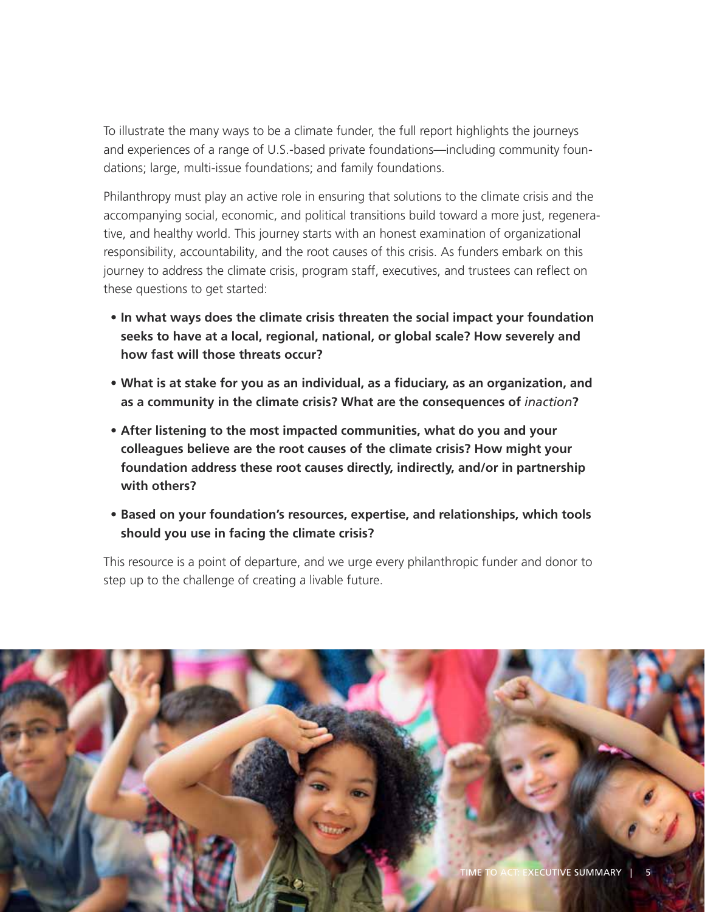To illustrate the many ways to be a climate funder, the full report highlights the journeys and experiences of a range of U.S.-based private foundations—including community foundations; large, multi-issue foundations; and family foundations.

Philanthropy must play an active role in ensuring that solutions to the climate crisis and the accompanying social, economic, and political transitions build toward a more just, regenerative, and healthy world. This journey starts with an honest examination of organizational responsibility, accountability, and the root causes of this crisis. As funders embark on this journey to address the climate crisis, program staff, executives, and trustees can reflect on these questions to get started:

- **In what ways does the climate crisis threaten the social impact your foundation seeks to have at a local, regional, national, or global scale? How severely and how fast will those threats occur?**
- **What is at stake for you as an individual, as a fiduciary, as an organization, and as a community in the climate crisis? What are the consequences of *inaction*?**
- **After listening to the most impacted communities, what do you and your colleagues believe are the root causes of the climate crisis? How might your foundation address these root causes directly, indirectly, and/or in partnership with others?**
- **Based on your foundation's resources, expertise, and relationships, which tools should you use in facing the climate crisis?**

This resource is a point of departure, and we urge every philanthropic funder and donor to step up to the challenge of creating a livable future.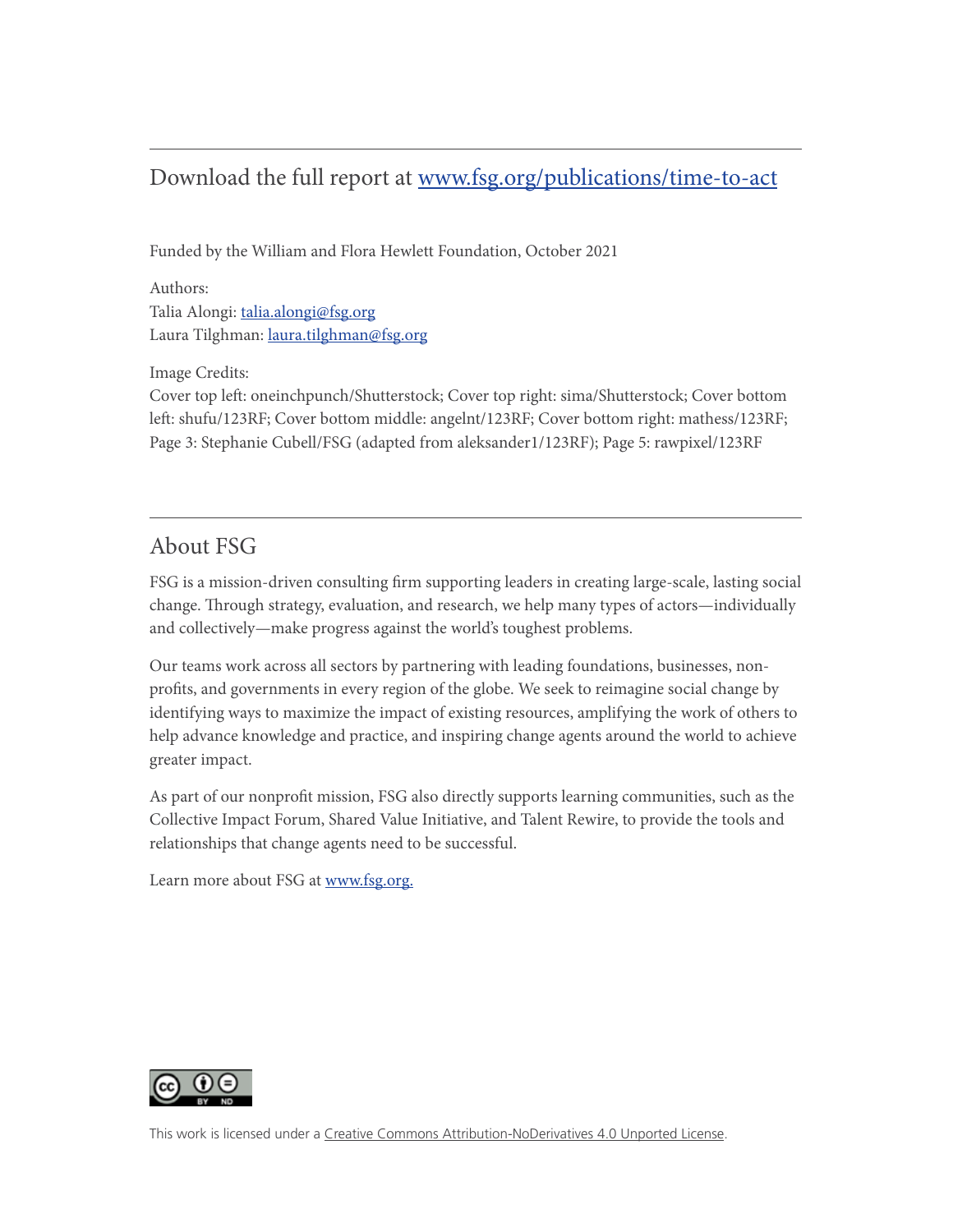Download the full report at [www.fsg.org/publications/time-to-act](http://www.fsg.org/publications/time-to-act)

Funded by the William and Flora Hewlett Foundation, October 2021

Authors:
Talia Alongi: [talia.alongi@fsg.org](mailto:talia.alongi@fsg.org)
Laura Tilghman: [laura.tilghman@fsg.org](mailto:laura.tilghman@fsg.org)

Image Credits:
Cover top left: oneinchpunch/Shutterstock; Cover top right: sima/Shutterstock; Cover bottom left: shufu/123RF; Cover bottom middle: angelnt/123RF; Cover bottom right: mathess/123RF; Page 3: Stephanie Cubell/FSG (adapted from aleksander1/123RF); Page 5: rawpixel/123RF

## About FSG

FSG is a mission-driven consulting firm supporting leaders in creating large-scale, lasting social change. Through strategy, evaluation, and research, we help many types of actors—individually and collectively—make progress against the world's toughest problems.

Our teams work across all sectors by partnering with leading foundations, businesses, non-profits, and governments in every region of the globe. We seek to reimagine social change by identifying ways to maximize the impact of existing resources, amplifying the work of others to help advance knowledge and practice, and inspiring change agents around the world to achieve greater impact.

As part of our nonprofit mission, FSG also directly supports learning communities, such as the Collective Impact Forum, Shared Value Initiative, and Talent Rewire, to provide the tools and relationships that change agents need to be successful.

Learn more about FSG at [www.fsg.org.](http://www.fsg.org)

This work is licensed under a Creative Commons Attribution-NoDerivatives 4.0 Unported License.